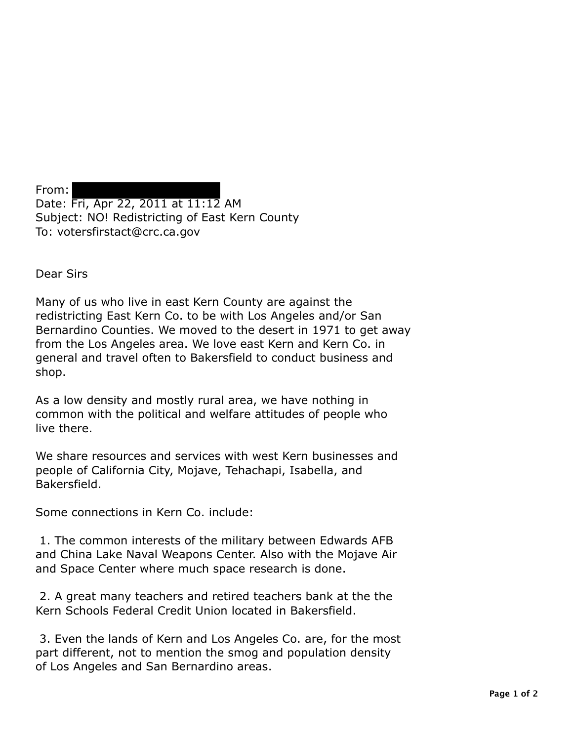From: [REDACTED]
Date: Fri, Apr 22, 2011 at 11:12 AM
Subject: NO! Redistricting of East Kern County
To: votersfirstact@crc.ca.gov

Dear Sirs

Many of us who live in east Kern County are against the redistricting East Kern Co. to be with Los Angeles and/or San Bernardino Counties. We moved to the desert in 1971 to get away from the Los Angeles area. We love east Kern and Kern Co. in general and travel often to Bakersfield to conduct business and shop.

As a low density and mostly rural area, we have nothing in common with the political and welfare attitudes of people who live there.

We share resources and services with west Kern businesses and people of California City, Mojave, Tehachapi, Isabella, and Bakersfield.

Some connections in Kern Co. include:

1. The common interests of the military between Edwards AFB and China Lake Naval Weapons Center. Also with the Mojave Air and Space Center where much space research is done.

2. A great many teachers and retired teachers bank at the the Kern Schools Federal Credit Union located in Bakersfield.

3. Even the lands of Kern and Los Angeles Co. are, for the most part different, not to mention the smog and population density of Los Angeles and San Bernardino areas.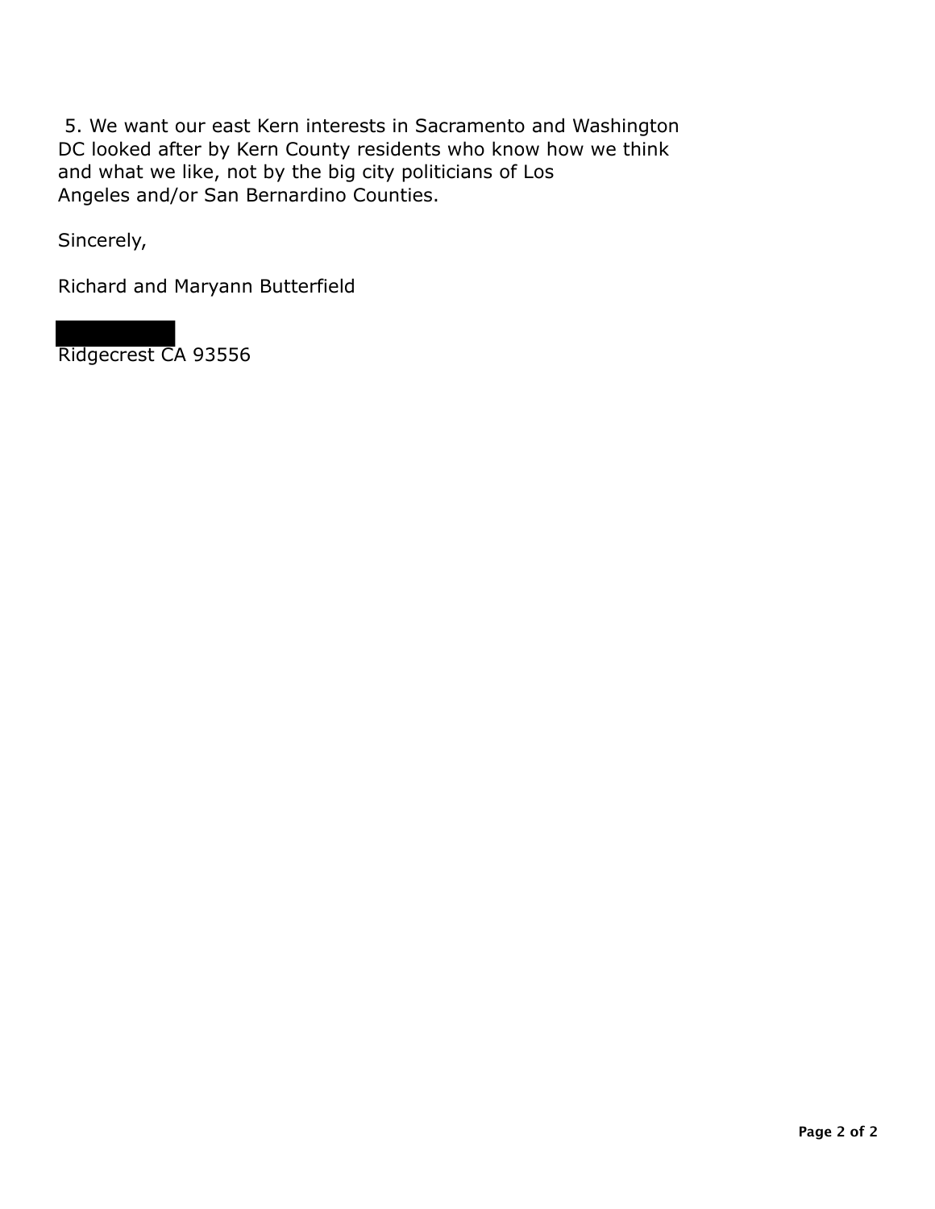5. We want our east Kern interests in Sacramento and Washington DC looked after by Kern County residents who know how we think and what we like, not by the big city politicians of Los Angeles and/or San Bernardino Counties.

Sincerely,

Richard and Maryann Butterfield

Ridgecrest CA 93556